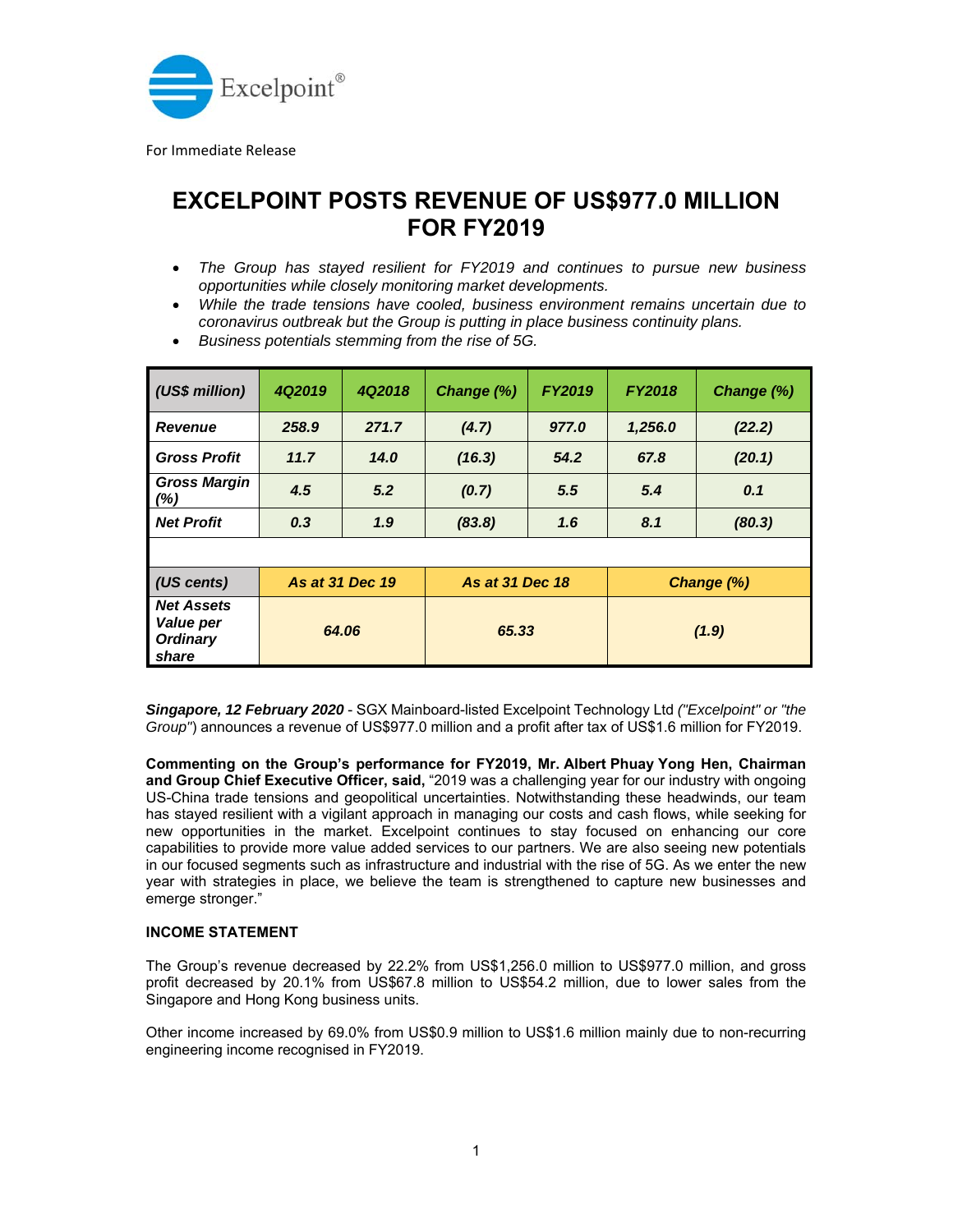For Immediate Release

# EXCELPOINT POSTS REVENUE OF US$977.0 MILLION FOR FY2019

- *The Group has stayed resilient for FY2019 and continues to pursue new business opportunities while closely monitoring market developments.*
- *While the trade tensions have cooled, business environment remains uncertain due to coronavirus outbreak but the Group is putting in place business continuity plans.*
- *Business potentials stemming from the rise of 5G.*

| *(US$ million)* | *4Q2019* | *4Q2018* | *Change (%)* | *FY2019* | *FY2018* | *Change (%)* |
|---|---|---|---|---|---|---|
| ***Revenue*** | *258.9* | *271.7* | *(4.7)* | *977.0* | *1,256.0* | *(22.2)* |
| ***Gross Profit*** | *11.7* | *14.0* | *(16.3)* | *54.2* | *67.8* | *(20.1)* |
| ***Gross Margin (%)*** | *4.5* | *5.2* | *(0.7)* | *5.5* | *5.4* | *0.1* |
| ***Net Profit*** | *0.3* | *1.9* | *(83.8)* | *1.6* | *8.1* | *(80.3)* |

| *(US cents)* | *As at 31 Dec 19* | *As at 31 Dec 18* | *Change (%)* |
|---|---|---|---|
| ***Net Assets Value per Ordinary share*** | *64.06* | *65.33* | *(1.9)* |

***Singapore, 12 February 2020*** - SGX Mainboard-listed Excelpoint Technology Ltd *("Excelpoint" or "the Group")* announces a revenue of US$977.0 million and a profit after tax of US$1.6 million for FY2019.

**Commenting on the Group's performance for FY2019, Mr. Albert Phuay Yong Hen, Chairman and Group Chief Executive Officer, said,** "2019 was a challenging year for our industry with ongoing US-China trade tensions and geopolitical uncertainties. Notwithstanding these headwinds, our team has stayed resilient with a vigilant approach in managing our costs and cash flows, while seeking for new opportunities in the market. Excelpoint continues to stay focused on enhancing our core capabilities to provide more value added services to our partners. We are also seeing new potentials in our focused segments such as infrastructure and industrial with the rise of 5G. As we enter the new year with strategies in place, we believe the team is strengthened to capture new businesses and emerge stronger."

**INCOME STATEMENT**

The Group's revenue decreased by 22.2% from US$1,256.0 million to US$977.0 million, and gross profit decreased by 20.1% from US$67.8 million to US$54.2 million, due to lower sales from the Singapore and Hong Kong business units.

Other income increased by 69.0% from US$0.9 million to US$1.6 million mainly due to non-recurring engineering income recognised in FY2019.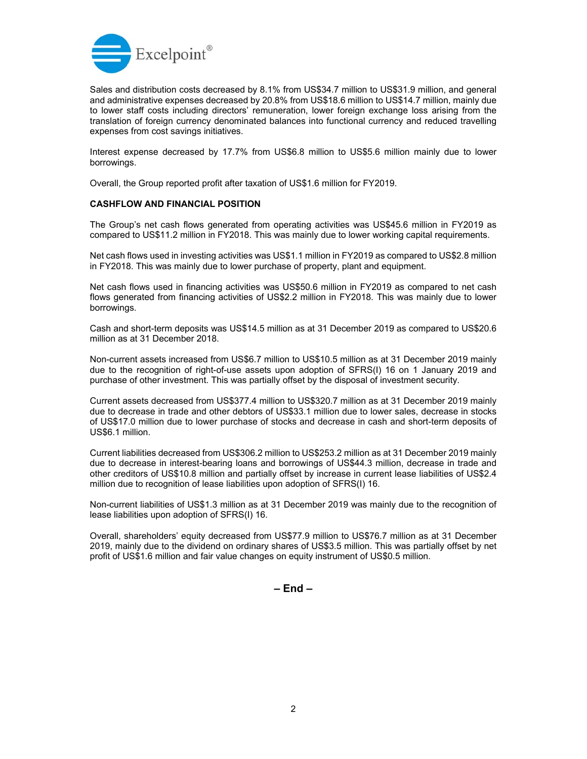Sales and distribution costs decreased by 8.1% from US$34.7 million to US$31.9 million, and general and administrative expenses decreased by 20.8% from US$18.6 million to US$14.7 million, mainly due to lower staff costs including directors' remuneration, lower foreign exchange loss arising from the translation of foreign currency denominated balances into functional currency and reduced travelling expenses from cost savings initiatives.

Interest expense decreased by 17.7% from US$6.8 million to US$5.6 million mainly due to lower borrowings.

Overall, the Group reported profit after taxation of US$1.6 million for FY2019.

**CASHFLOW AND FINANCIAL POSITION**

The Group's net cash flows generated from operating activities was US$45.6 million in FY2019 as compared to US$11.2 million in FY2018. This was mainly due to lower working capital requirements.

Net cash flows used in investing activities was US$1.1 million in FY2019 as compared to US$2.8 million in FY2018. This was mainly due to lower purchase of property, plant and equipment.

Net cash flows used in financing activities was US$50.6 million in FY2019 as compared to net cash flows generated from financing activities of US$2.2 million in FY2018. This was mainly due to lower borrowings.

Cash and short-term deposits was US$14.5 million as at 31 December 2019 as compared to US$20.6 million as at 31 December 2018.

Non-current assets increased from US$6.7 million to US$10.5 million as at 31 December 2019 mainly due to the recognition of right-of-use assets upon adoption of SFRS(I) 16 on 1 January 2019 and purchase of other investment. This was partially offset by the disposal of investment security.

Current assets decreased from US$377.4 million to US$320.7 million as at 31 December 2019 mainly due to decrease in trade and other debtors of US$33.1 million due to lower sales, decrease in stocks of US$17.0 million due to lower purchase of stocks and decrease in cash and short-term deposits of US$6.1 million.

Current liabilities decreased from US$306.2 million to US$253.2 million as at 31 December 2019 mainly due to decrease in interest-bearing loans and borrowings of US$44.3 million, decrease in trade and other creditors of US$10.8 million and partially offset by increase in current lease liabilities of US$2.4 million due to recognition of lease liabilities upon adoption of SFRS(I) 16.

Non-current liabilities of US$1.3 million as at 31 December 2019 was mainly due to the recognition of lease liabilities upon adoption of SFRS(I) 16.

Overall, shareholders' equity decreased from US$77.9 million to US$76.7 million as at 31 December 2019, mainly due to the dividend on ordinary shares of US$3.5 million. This was partially offset by net profit of US$1.6 million and fair value changes on equity instrument of US$0.5 million.

**– End –**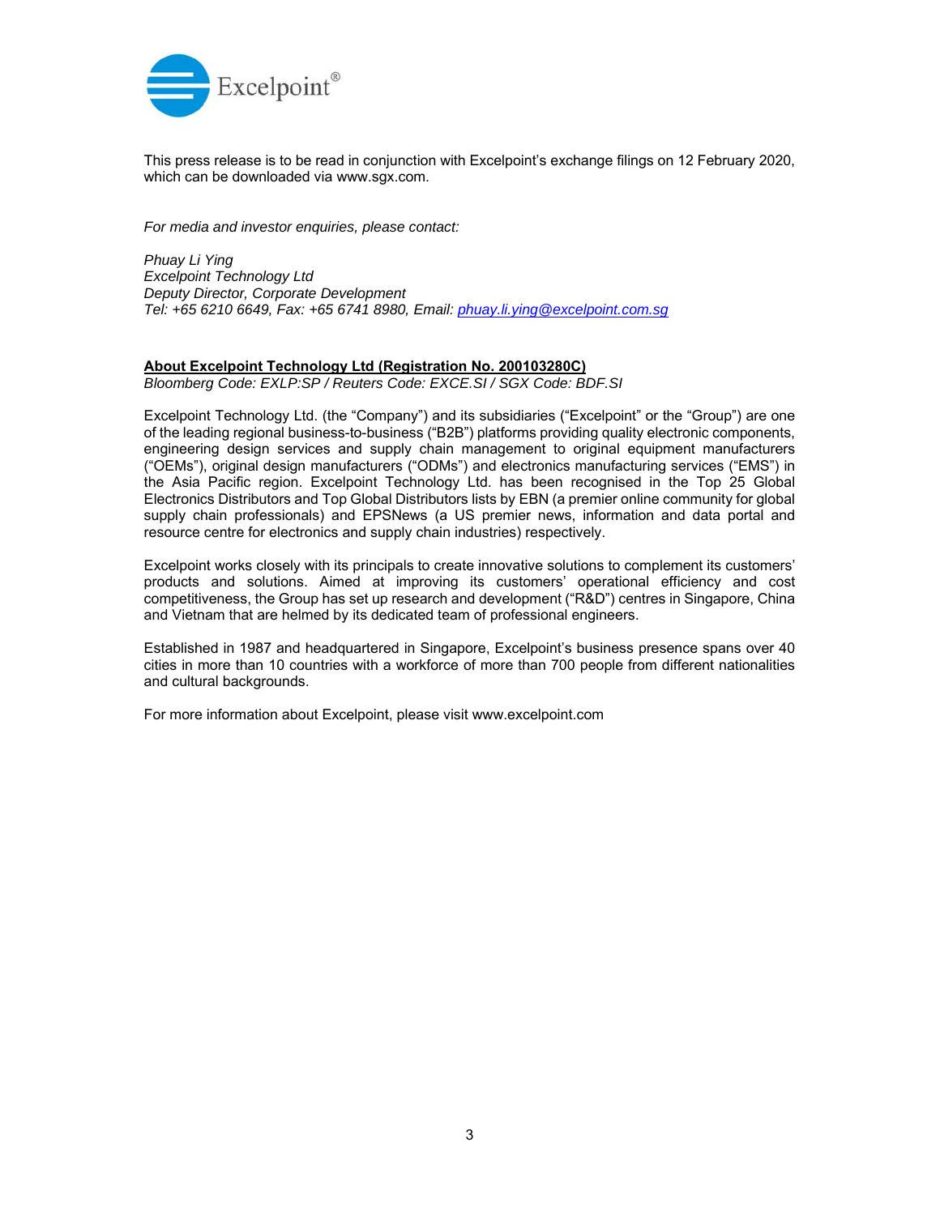This press release is to be read in conjunction with Excelpoint's exchange filings on 12 February 2020, which can be downloaded via www.sgx.com.

*For media and investor enquiries, please contact:*

*Phuay Li Ying*
*Excelpoint Technology Ltd*
*Deputy Director, Corporate Development*
*Tel: +65 6210 6649, Fax: +65 6741 8980, Email: phuay.li.ying@excelpoint.com.sg*

**About Excelpoint Technology Ltd (Registration No. 200103280C)**
*Bloomberg Code: EXLP:SP / Reuters Code: EXCE.SI / SGX Code: BDF.SI*

Excelpoint Technology Ltd. (the "Company") and its subsidiaries ("Excelpoint" or the "Group") are one of the leading regional business-to-business ("B2B") platforms providing quality electronic components, engineering design services and supply chain management to original equipment manufacturers ("OEMs"), original design manufacturers ("ODMs") and electronics manufacturing services ("EMS") in the Asia Pacific region. Excelpoint Technology Ltd. has been recognised in the Top 25 Global Electronics Distributors and Top Global Distributors lists by EBN (a premier online community for global supply chain professionals) and EPSNews (a US premier news, information and data portal and resource centre for electronics and supply chain industries) respectively.

Excelpoint works closely with its principals to create innovative solutions to complement its customers' products and solutions. Aimed at improving its customers' operational efficiency and cost competitiveness, the Group has set up research and development ("R&D") centres in Singapore, China and Vietnam that are helmed by its dedicated team of professional engineers.

Established in 1987 and headquartered in Singapore, Excelpoint's business presence spans over 40 cities in more than 10 countries with a workforce of more than 700 people from different nationalities and cultural backgrounds.

For more information about Excelpoint, please visit www.excelpoint.com